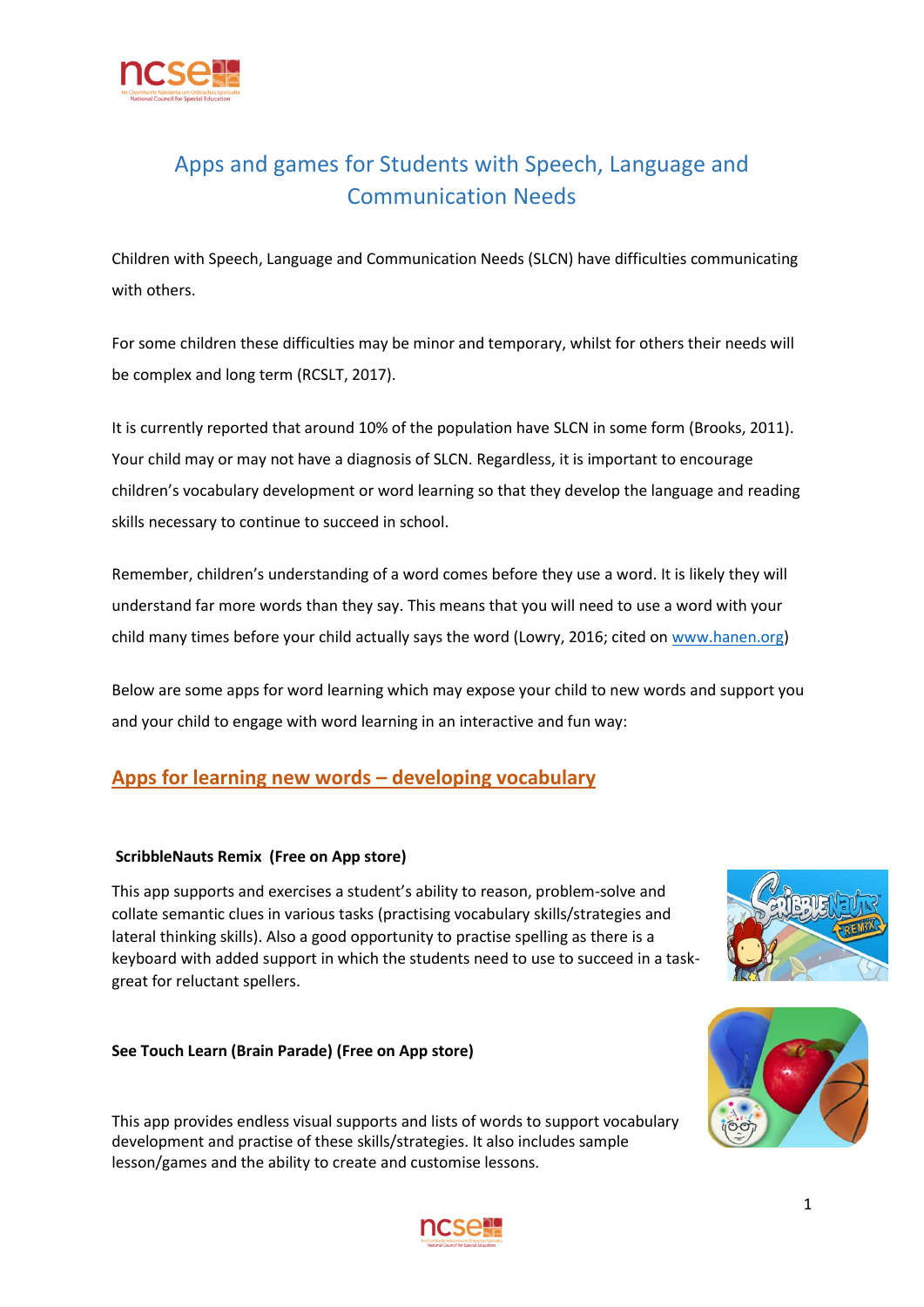# Apps and games for Students with Speech, Language and Communication Needs

Children with Speech, Language and Communication Needs (SLCN) have difficulties communicating with others.

For some children these difficulties may be minor and temporary, whilst for others their needs will be complex and long term (RCSLT, 2017).

It is currently reported that around 10% of the population have SLCN in some form (Brooks, 2011). Your child may or may not have a diagnosis of SLCN. Regardless, it is important to encourage children's vocabulary development or word learning so that they develop the language and reading skills necessary to continue to succeed in school.

Remember, children's understanding of a word comes before they use a word. It is likely they will understand far more words than they say. This means that you will need to use a word with your child many times before your child actually says the word (Lowry, 2016; cited on www.hanen.org)

Below are some apps for word learning which may expose your child to new words and support you and your child to engage with word learning in an interactive and fun way:

## Apps for learning new words – developing vocabulary

**ScribbleNauts Remix (Free on App store)**

This app supports and exercises a student's ability to reason, problem-solve and collate semantic clues in various tasks (practising vocabulary skills/strategies and lateral thinking skills). Also a good opportunity to practise spelling as there is a keyboard with added support in which the students need to use to succeed in a task- great for reluctant spellers.

**See Touch Learn (Brain Parade) (Free on App store)**

This app provides endless visual supports and lists of words to support vocabulary development and practise of these skills/strategies. It also includes sample lesson/games and the ability to create and customise lessons.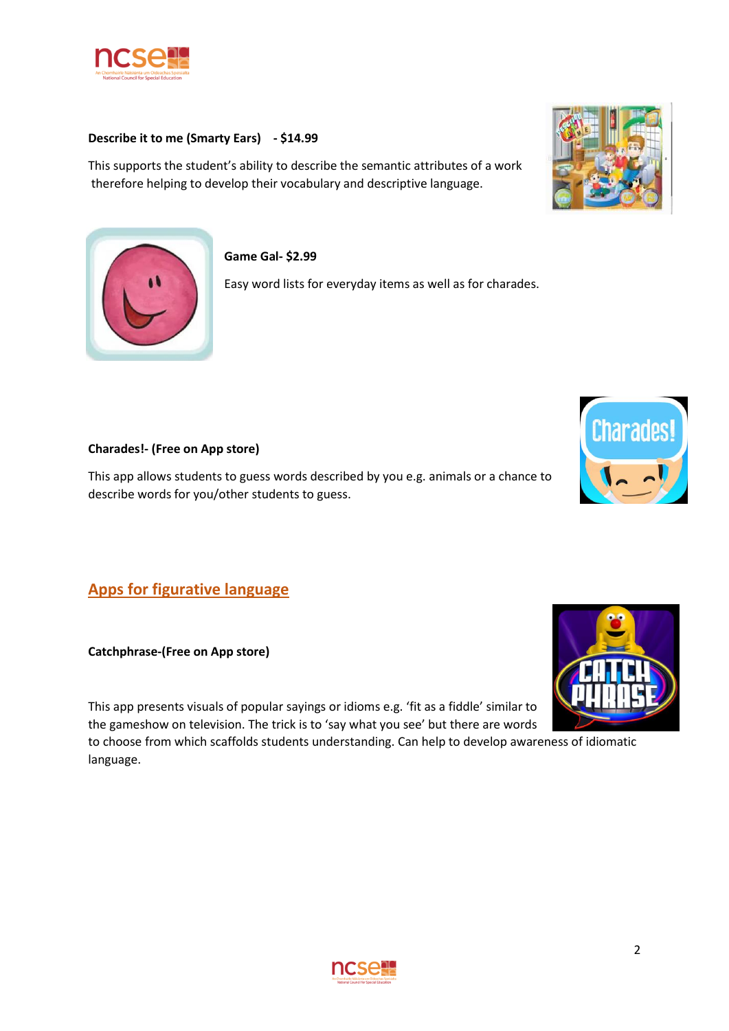**Describe it to me (Smarty Ears) - $14.99**

This supports the student's ability to describe the semantic attributes of a work therefore helping to develop their vocabulary and descriptive language.

**Game Gal- $2.99**

Easy word lists for everyday items as well as for charades.

**Charades!- (Free on App store)**

This app allows students to guess words described by you e.g. animals or a chance to describe words for you/other students to guess.

## Apps for figurative language

**Catchphrase-(Free on App store)**

This app presents visuals of popular sayings or idioms e.g. 'fit as a fiddle' similar to the gameshow on television. The trick is to 'say what you see' but there are words to choose from which scaffolds students understanding. Can help to develop awareness of idiomatic language.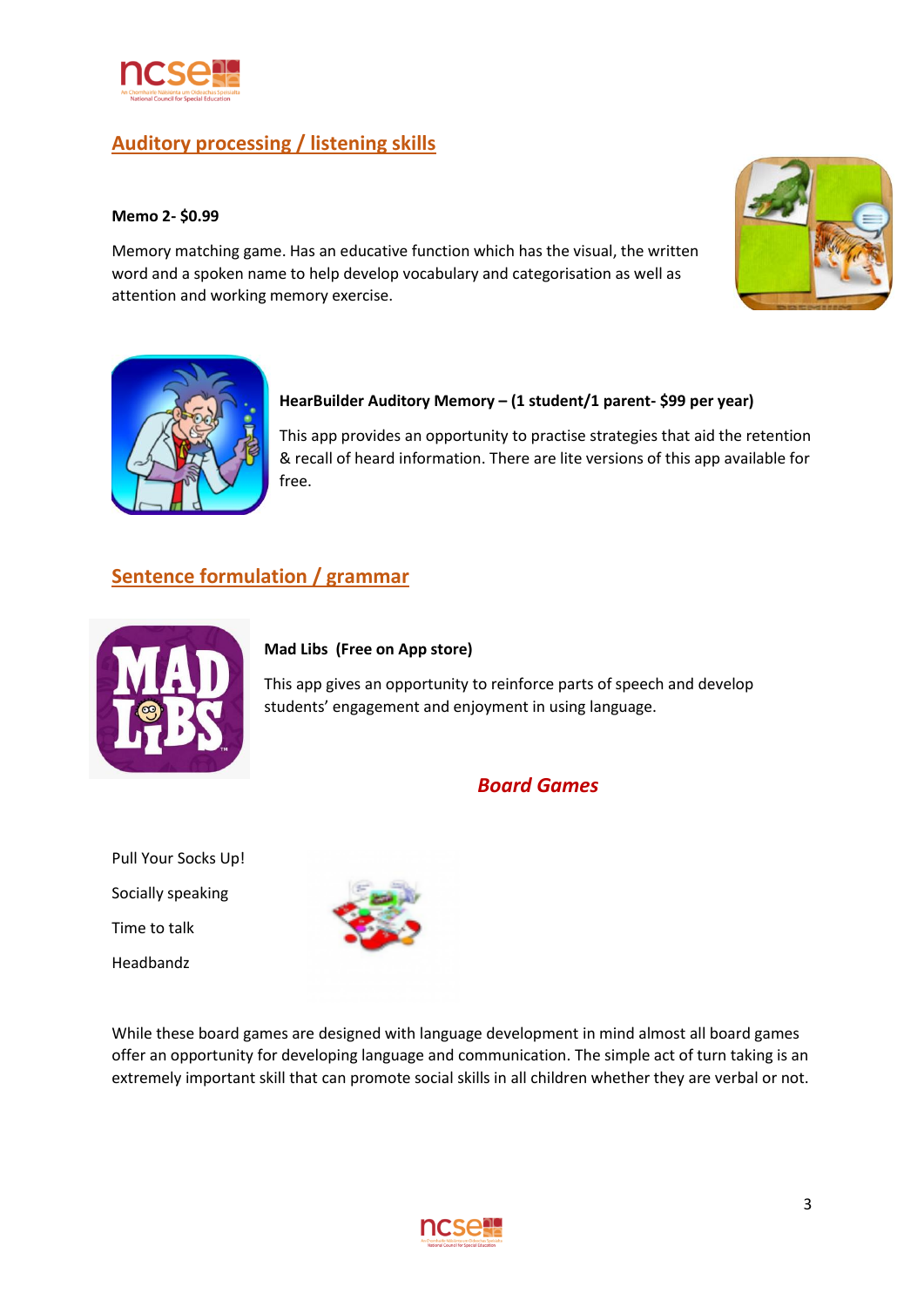## Auditory processing / listening skills

**Memo 2- $0.99**

Memory matching game. Has an educative function which has the visual, the written word and a spoken name to help develop vocabulary and categorisation as well as attention and working memory exercise.

**HearBuilder Auditory Memory – (1 student/1 parent- $99 per year)**

This app provides an opportunity to practise strategies that aid the retention & recall of heard information. There are lite versions of this app available for free.

## Sentence formulation / grammar

**Mad Libs (Free on App store)**

This app gives an opportunity to reinforce parts of speech and develop students' engagement and enjoyment in using language.

## *Board Games*

Pull Your Socks Up!

Socially speaking

Time to talk

Headbandz

While these board games are designed with language development in mind almost all board games offer an opportunity for developing language and communication. The simple act of turn taking is an extremely important skill that can promote social skills in all children whether they are verbal or not.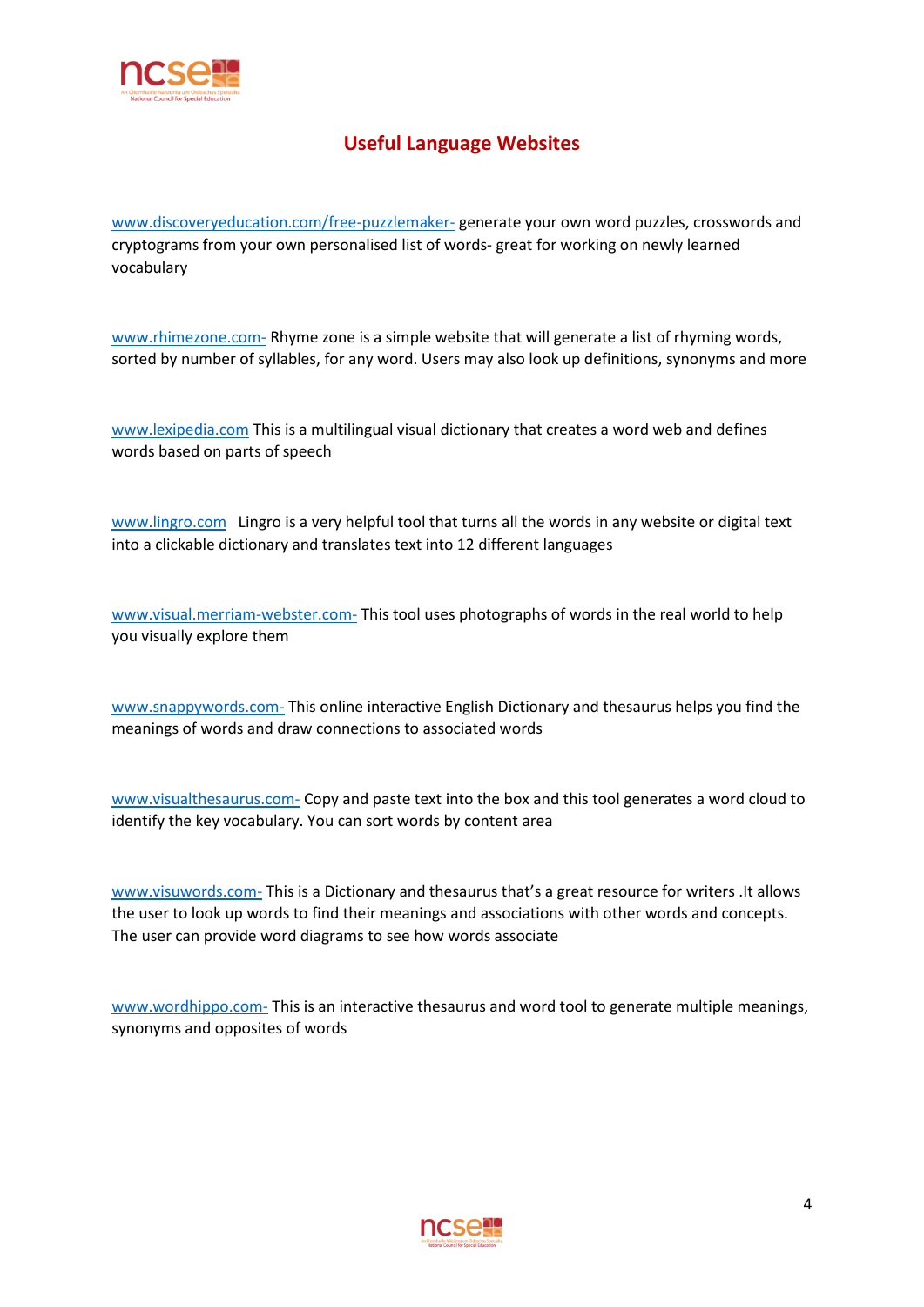## Useful Language Websites

www.discoveryeducation.com/free-puzzlemaker- generate your own word puzzles, crosswords and cryptograms from your own personalised list of words- great for working on newly learned vocabulary

www.rhimezone.com- Rhyme zone is a simple website that will generate a list of rhyming words, sorted by number of syllables, for any word. Users may also look up definitions, synonyms and more

www.lexipedia.com This is a multilingual visual dictionary that creates a word web and defines words based on parts of speech

www.lingro.com Lingro is a very helpful tool that turns all the words in any website or digital text into a clickable dictionary and translates text into 12 different languages

www.visual.merriam-webster.com- This tool uses photographs of words in the real world to help you visually explore them

www.snappywords.com- This online interactive English Dictionary and thesaurus helps you find the meanings of words and draw connections to associated words

www.visualthesaurus.com- Copy and paste text into the box and this tool generates a word cloud to identify the key vocabulary. You can sort words by content area

www.visuwords.com- This is a Dictionary and thesaurus that's a great resource for writers .It allows the user to look up words to find their meanings and associations with other words and concepts. The user can provide word diagrams to see how words associate

www.wordhippo.com- This is an interactive thesaurus and word tool to generate multiple meanings, synonyms and opposites of words